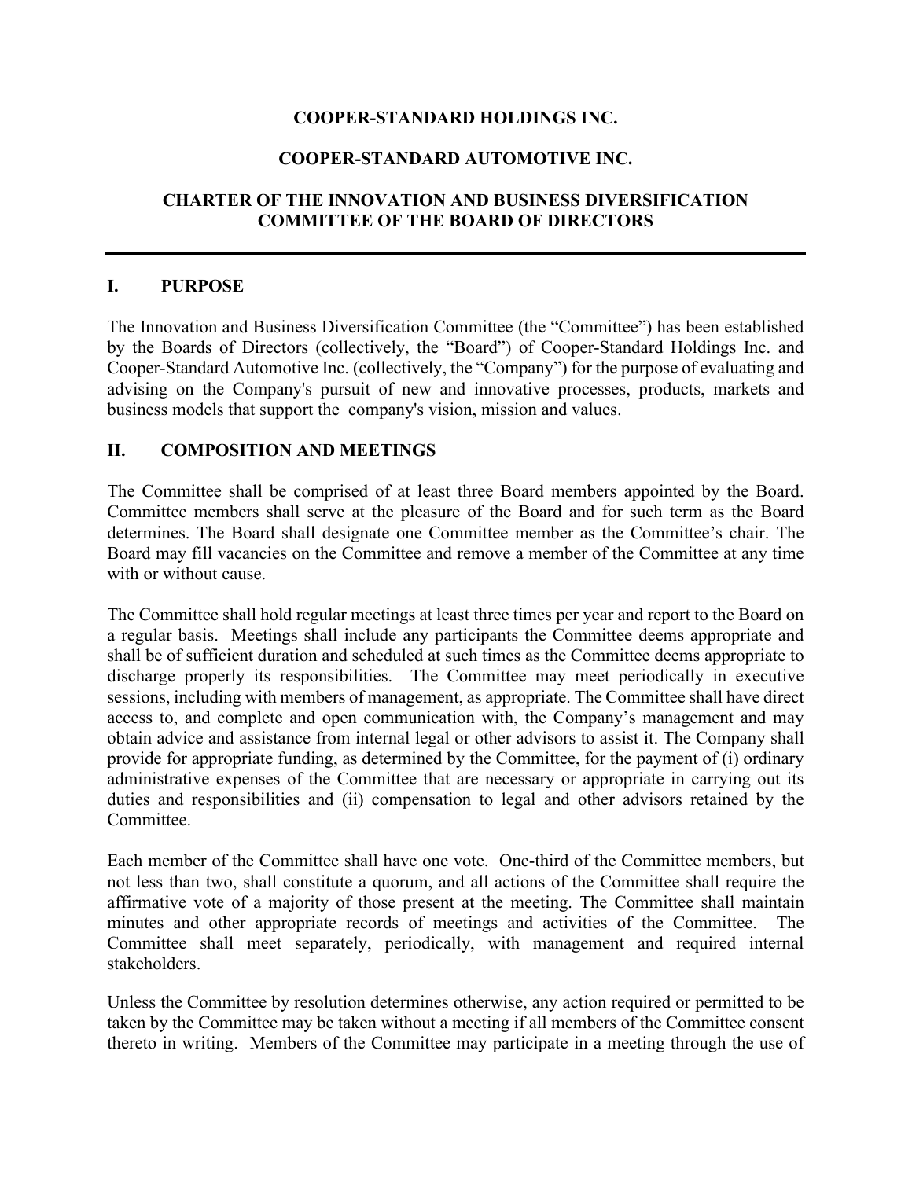**COOPER-STANDARD HOLDINGS INC.**

**COOPER-STANDARD AUTOMOTIVE INC.**

**CHARTER OF THE INNOVATION AND BUSINESS DIVERSIFICATION COMMITTEE OF THE BOARD OF DIRECTORS**

---

## I. PURPOSE

The Innovation and Business Diversification Committee (the "Committee") has been established by the Boards of Directors (collectively, the "Board") of Cooper-Standard Holdings Inc. and Cooper-Standard Automotive Inc. (collectively, the "Company") for the purpose of evaluating and advising on the Company's pursuit of new and innovative processes, products, markets and business models that support the company's vision, mission and values.

## II. COMPOSITION AND MEETINGS

The Committee shall be comprised of at least three Board members appointed by the Board. Committee members shall serve at the pleasure of the Board and for such term as the Board determines. The Board shall designate one Committee member as the Committee's chair. The Board may fill vacancies on the Committee and remove a member of the Committee at any time with or without cause.

The Committee shall hold regular meetings at least three times per year and report to the Board on a regular basis. Meetings shall include any participants the Committee deems appropriate and shall be of sufficient duration and scheduled at such times as the Committee deems appropriate to discharge properly its responsibilities. The Committee may meet periodically in executive sessions, including with members of management, as appropriate. The Committee shall have direct access to, and complete and open communication with, the Company's management and may obtain advice and assistance from internal legal or other advisors to assist it. The Company shall provide for appropriate funding, as determined by the Committee, for the payment of (i) ordinary administrative expenses of the Committee that are necessary or appropriate in carrying out its duties and responsibilities and (ii) compensation to legal and other advisors retained by the Committee.

Each member of the Committee shall have one vote. One-third of the Committee members, but not less than two, shall constitute a quorum, and all actions of the Committee shall require the affirmative vote of a majority of those present at the meeting. The Committee shall maintain minutes and other appropriate records of meetings and activities of the Committee. The Committee shall meet separately, periodically, with management and required internal stakeholders.

Unless the Committee by resolution determines otherwise, any action required or permitted to be taken by the Committee may be taken without a meeting if all members of the Committee consent thereto in writing. Members of the Committee may participate in a meeting through the use of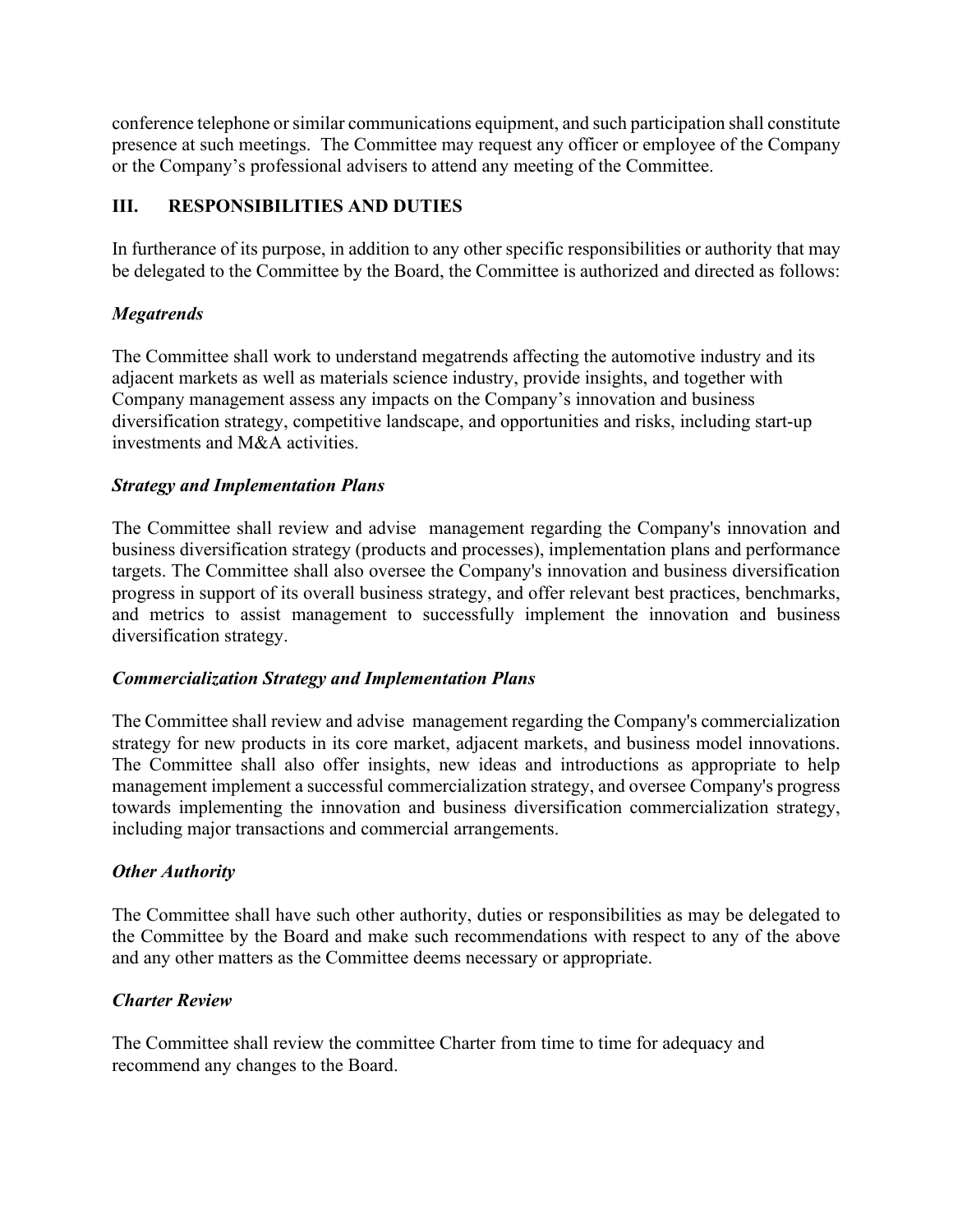conference telephone or similar communications equipment, and such participation shall constitute presence at such meetings. The Committee may request any officer or employee of the Company or the Company's professional advisers to attend any meeting of the Committee.

## III. RESPONSIBILITIES AND DUTIES

In furtherance of its purpose, in addition to any other specific responsibilities or authority that may be delegated to the Committee by the Board, the Committee is authorized and directed as follows:

***Megatrends***

The Committee shall work to understand megatrends affecting the automotive industry and its adjacent markets as well as materials science industry, provide insights, and together with Company management assess any impacts on the Company's innovation and business diversification strategy, competitive landscape, and opportunities and risks, including start-up investments and M&A activities.

***Strategy and Implementation Plans***

The Committee shall review and advise management regarding the Company's innovation and business diversification strategy (products and processes), implementation plans and performance targets. The Committee shall also oversee the Company's innovation and business diversification progress in support of its overall business strategy, and offer relevant best practices, benchmarks, and metrics to assist management to successfully implement the innovation and business diversification strategy.

***Commercialization Strategy and Implementation Plans***

The Committee shall review and advise management regarding the Company's commercialization strategy for new products in its core market, adjacent markets, and business model innovations. The Committee shall also offer insights, new ideas and introductions as appropriate to help management implement a successful commercialization strategy, and oversee Company's progress towards implementing the innovation and business diversification commercialization strategy, including major transactions and commercial arrangements.

***Other Authority***

The Committee shall have such other authority, duties or responsibilities as may be delegated to the Committee by the Board and make such recommendations with respect to any of the above and any other matters as the Committee deems necessary or appropriate.

***Charter Review***

The Committee shall review the committee Charter from time to time for adequacy and recommend any changes to the Board.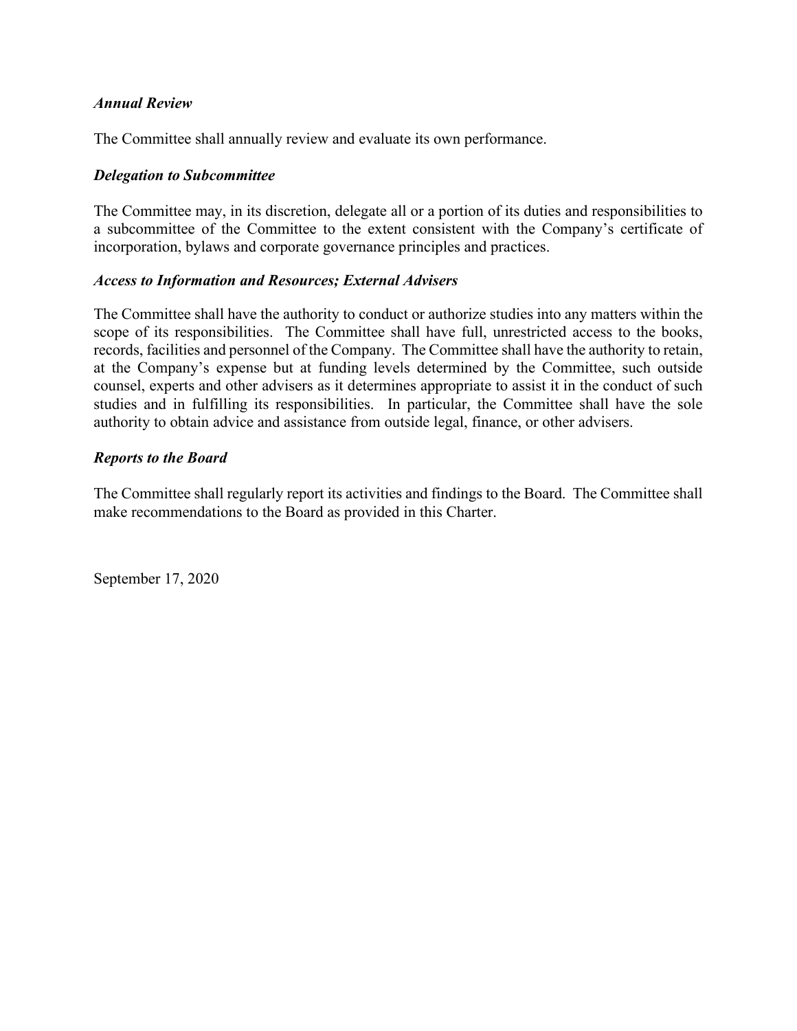***Annual Review***

The Committee shall annually review and evaluate its own performance.

***Delegation to Subcommittee***

The Committee may, in its discretion, delegate all or a portion of its duties and responsibilities to a subcommittee of the Committee to the extent consistent with the Company's certificate of incorporation, bylaws and corporate governance principles and practices.

***Access to Information and Resources; External Advisers***

The Committee shall have the authority to conduct or authorize studies into any matters within the scope of its responsibilities. The Committee shall have full, unrestricted access to the books, records, facilities and personnel of the Company. The Committee shall have the authority to retain, at the Company's expense but at funding levels determined by the Committee, such outside counsel, experts and other advisers as it determines appropriate to assist it in the conduct of such studies and in fulfilling its responsibilities. In particular, the Committee shall have the sole authority to obtain advice and assistance from outside legal, finance, or other advisers.

***Reports to the Board***

The Committee shall regularly report its activities and findings to the Board. The Committee shall make recommendations to the Board as provided in this Charter.

September 17, 2020